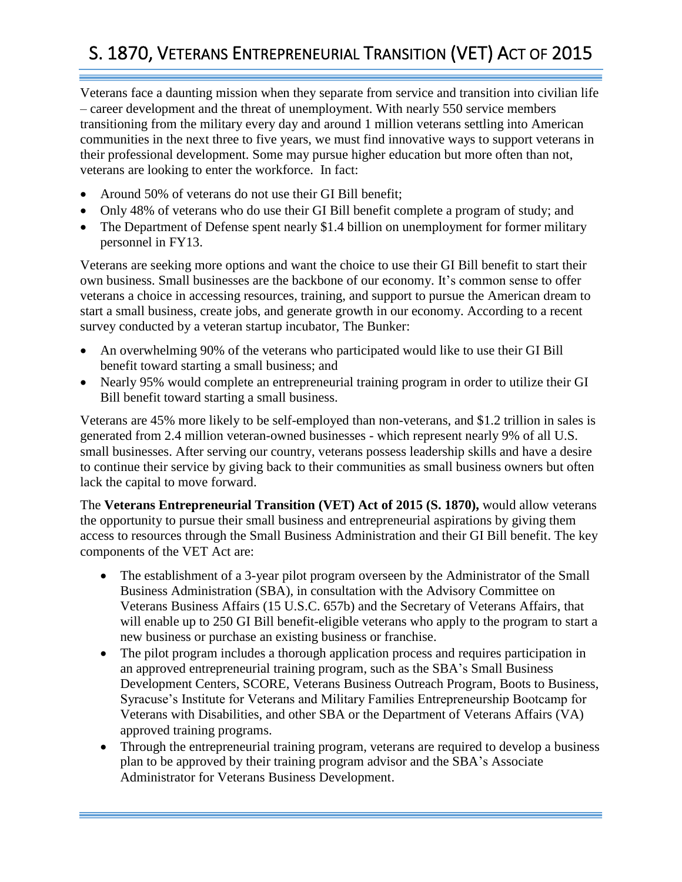# S. 1870, Veterans Entrepreneurial Transition (VET) Act of 2015

Veterans face a daunting mission when they separate from service and transition into civilian life – career development and the threat of unemployment. With nearly 550 service members transitioning from the military every day and around 1 million veterans settling into American communities in the next three to five years, we must find innovative ways to support veterans in their professional development. Some may pursue higher education but more often than not, veterans are looking to enter the workforce. In fact:

- Around 50% of veterans do not use their GI Bill benefit;
- Only 48% of veterans who do use their GI Bill benefit complete a program of study; and
- The Department of Defense spent nearly $1.4 billion on unemployment for former military personnel in FY13.

Veterans are seeking more options and want the choice to use their GI Bill benefit to start their own business. Small businesses are the backbone of our economy. It's common sense to offer veterans a choice in accessing resources, training, and support to pursue the American dream to start a small business, create jobs, and generate growth in our economy. According to a recent survey conducted by a veteran startup incubator, The Bunker:

- An overwhelming 90% of the veterans who participated would like to use their GI Bill benefit toward starting a small business; and
- Nearly 95% would complete an entrepreneurial training program in order to utilize their GI Bill benefit toward starting a small business.

Veterans are 45% more likely to be self-employed than non-veterans, and $1.2 trillion in sales is generated from 2.4 million veteran-owned businesses - which represent nearly 9% of all U.S. small businesses. After serving our country, veterans possess leadership skills and have a desire to continue their service by giving back to their communities as small business owners but often lack the capital to move forward.

The **Veterans Entrepreneurial Transition (VET) Act of 2015 (S. 1870),** would allow veterans the opportunity to pursue their small business and entrepreneurial aspirations by giving them access to resources through the Small Business Administration and their GI Bill benefit. The key components of the VET Act are:

- The establishment of a 3-year pilot program overseen by the Administrator of the Small Business Administration (SBA), in consultation with the Advisory Committee on Veterans Business Affairs (15 U.S.C. 657b) and the Secretary of Veterans Affairs, that will enable up to 250 GI Bill benefit-eligible veterans who apply to the program to start a new business or purchase an existing business or franchise.
- The pilot program includes a thorough application process and requires participation in an approved entrepreneurial training program, such as the SBA's Small Business Development Centers, SCORE, Veterans Business Outreach Program, Boots to Business, Syracuse's Institute for Veterans and Military Families Entrepreneurship Bootcamp for Veterans with Disabilities, and other SBA or the Department of Veterans Affairs (VA) approved training programs.
- Through the entrepreneurial training program, veterans are required to develop a business plan to be approved by their training program advisor and the SBA's Associate Administrator for Veterans Business Development.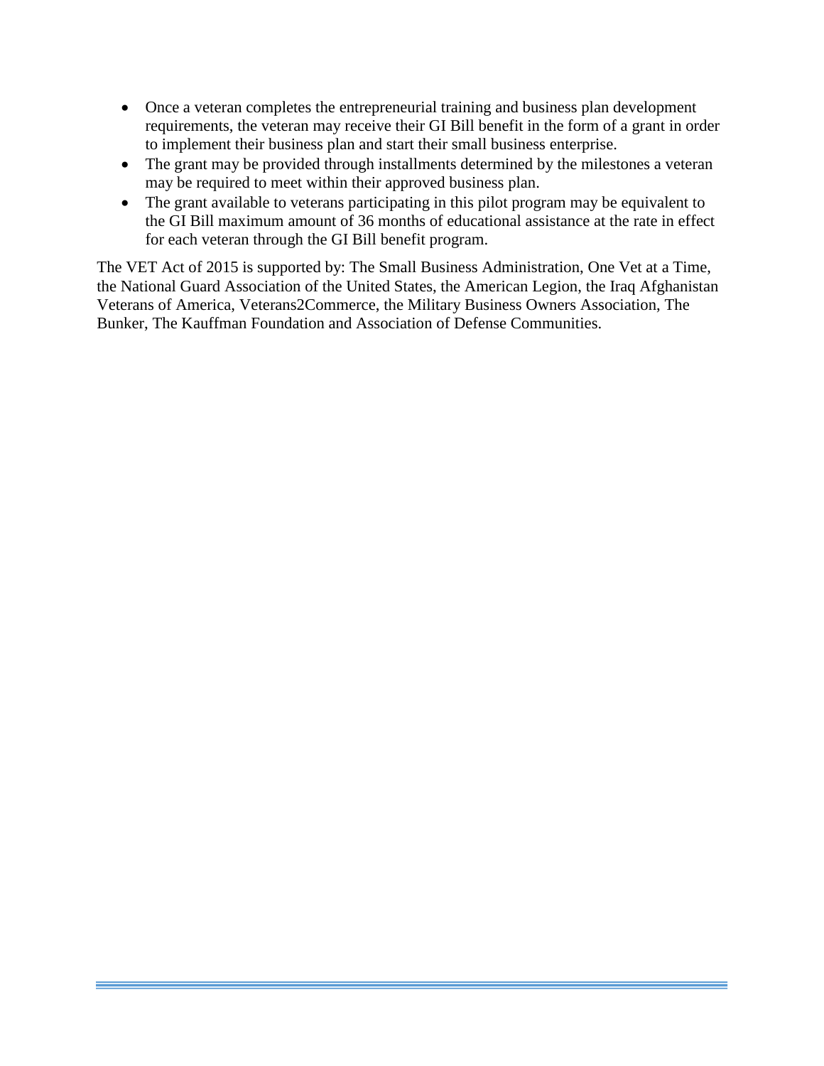- Once a veteran completes the entrepreneurial training and business plan development requirements, the veteran may receive their GI Bill benefit in the form of a grant in order to implement their business plan and start their small business enterprise.
- The grant may be provided through installments determined by the milestones a veteran may be required to meet within their approved business plan.
- The grant available to veterans participating in this pilot program may be equivalent to the GI Bill maximum amount of 36 months of educational assistance at the rate in effect for each veteran through the GI Bill benefit program.

The VET Act of 2015 is supported by: The Small Business Administration, One Vet at a Time, the National Guard Association of the United States, the American Legion, the Iraq Afghanistan Veterans of America, Veterans2Commerce, the Military Business Owners Association, The Bunker, The Kauffman Foundation and Association of Defense Communities.